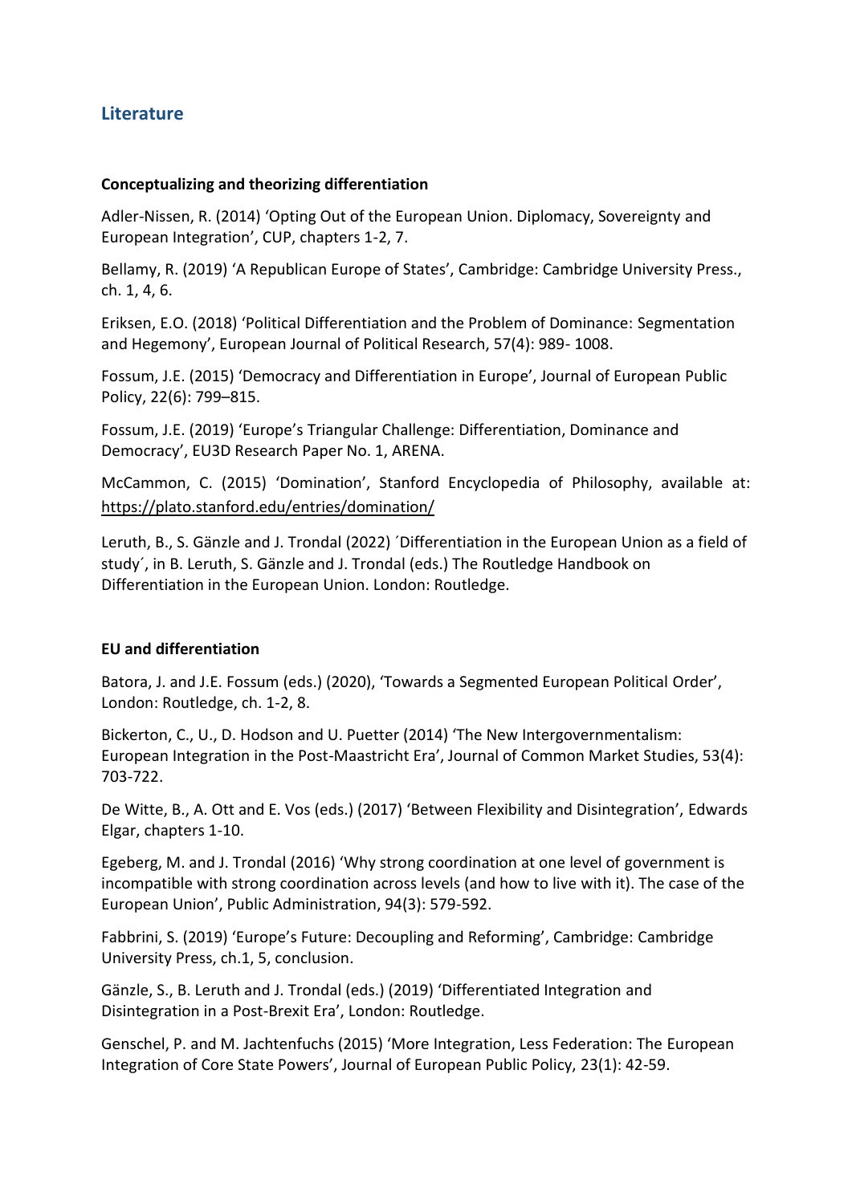## Literature

### Conceptualizing and theorizing differentiation

Adler-Nissen, R. (2014) 'Opting Out of the European Union. Diplomacy, Sovereignty and European Integration', CUP, chapters 1-2, 7.

Bellamy, R. (2019) 'A Republican Europe of States', Cambridge: Cambridge University Press., ch. 1, 4, 6.

Eriksen, E.O. (2018) 'Political Differentiation and the Problem of Dominance: Segmentation and Hegemony', European Journal of Political Research, 57(4): 989- 1008.

Fossum, J.E. (2015) 'Democracy and Differentiation in Europe', Journal of European Public Policy, 22(6): 799–815.

Fossum, J.E. (2019) 'Europe's Triangular Challenge: Differentiation, Dominance and Democracy', EU3D Research Paper No. 1, ARENA.

McCammon, C. (2015) 'Domination', Stanford Encyclopedia of Philosophy, available at: https://plato.stanford.edu/entries/domination/

Leruth, B., S. Gänzle and J. Trondal (2022) ´Differentiation in the European Union as a field of study´, in B. Leruth, S. Gänzle and J. Trondal (eds.) The Routledge Handbook on Differentiation in the European Union. London: Routledge.

### EU and differentiation

Batora, J. and J.E. Fossum (eds.) (2020), 'Towards a Segmented European Political Order', London: Routledge, ch. 1-2, 8.

Bickerton, C., U., D. Hodson and U. Puetter (2014) 'The New Intergovernmentalism: European Integration in the Post-Maastricht Era', Journal of Common Market Studies, 53(4): 703-722.

De Witte, B., A. Ott and E. Vos (eds.) (2017) 'Between Flexibility and Disintegration', Edwards Elgar, chapters 1-10.

Egeberg, M. and J. Trondal (2016) 'Why strong coordination at one level of government is incompatible with strong coordination across levels (and how to live with it). The case of the European Union', Public Administration, 94(3): 579-592.

Fabbrini, S. (2019) 'Europe's Future: Decoupling and Reforming', Cambridge: Cambridge University Press, ch.1, 5, conclusion.

Gänzle, S., B. Leruth and J. Trondal (eds.) (2019) 'Differentiated Integration and Disintegration in a Post-Brexit Era', London: Routledge.

Genschel, P. and M. Jachtenfuchs (2015) 'More Integration, Less Federation: The European Integration of Core State Powers', Journal of European Public Policy, 23(1): 42-59.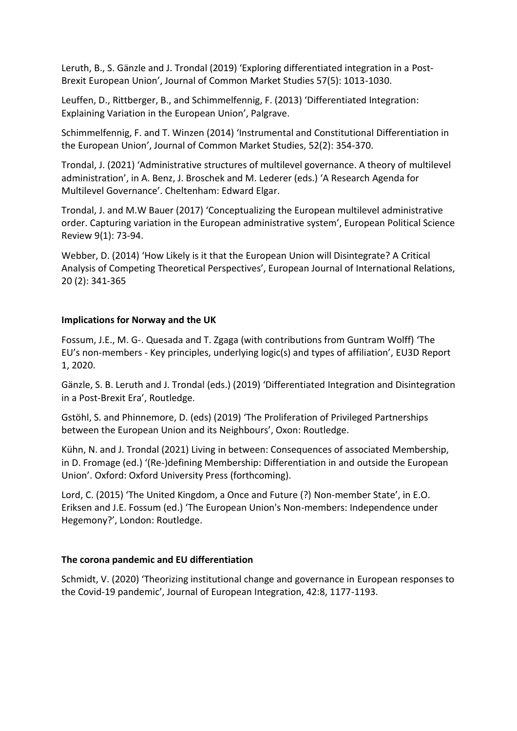Leruth, B., S. Gänzle and J. Trondal (2019) 'Exploring differentiated integration in a Post-Brexit European Union', Journal of Common Market Studies 57(5): 1013-1030.

Leuffen, D., Rittberger, B., and Schimmelfennig, F. (2013) 'Differentiated Integration: Explaining Variation in the European Union', Palgrave.

Schimmelfennig, F. and T. Winzen (2014) 'Instrumental and Constitutional Differentiation in the European Union', Journal of Common Market Studies, 52(2): 354-370.

Trondal, J. (2021) 'Administrative structures of multilevel governance. A theory of multilevel administration', in A. Benz, J. Broschek and M. Lederer (eds.) 'A Research Agenda for Multilevel Governance'. Cheltenham: Edward Elgar.

Trondal, J. and M.W Bauer (2017) 'Conceptualizing the European multilevel administrative order. Capturing variation in the European administrative system', European Political Science Review 9(1): 73-94.

Webber, D. (2014) 'How Likely is it that the European Union will Disintegrate? A Critical Analysis of Competing Theoretical Perspectives', European Journal of International Relations, 20 (2): 341-365

**Implications for Norway and the UK**

Fossum, J.E., M. G-. Quesada and T. Zgaga (with contributions from Guntram Wolff) 'The EU's non-members - Key principles, underlying logic(s) and types of affiliation', EU3D Report 1, 2020.

Gänzle, S. B. Leruth and J. Trondal (eds.) (2019) 'Differentiated Integration and Disintegration in a Post-Brexit Era', Routledge.

Gstöhl, S. and Phinnemore, D. (eds) (2019) 'The Proliferation of Privileged Partnerships between the European Union and its Neighbours', Oxon: Routledge.

Kühn, N. and J. Trondal (2021) Living in between: Consequences of associated Membership, in D. Fromage (ed.) '(Re-)defining Membership: Differentiation in and outside the European Union'. Oxford: Oxford University Press (forthcoming).

Lord, C. (2015) 'The United Kingdom, a Once and Future (?) Non-member State', in E.O. Eriksen and J.E. Fossum (ed.) 'The European Union's Non-members: Independence under Hegemony?', London: Routledge.

**The corona pandemic and EU differentiation**

Schmidt, V. (2020) 'Theorizing institutional change and governance in European responses to the Covid-19 pandemic', Journal of European Integration, 42:8, 1177-1193.